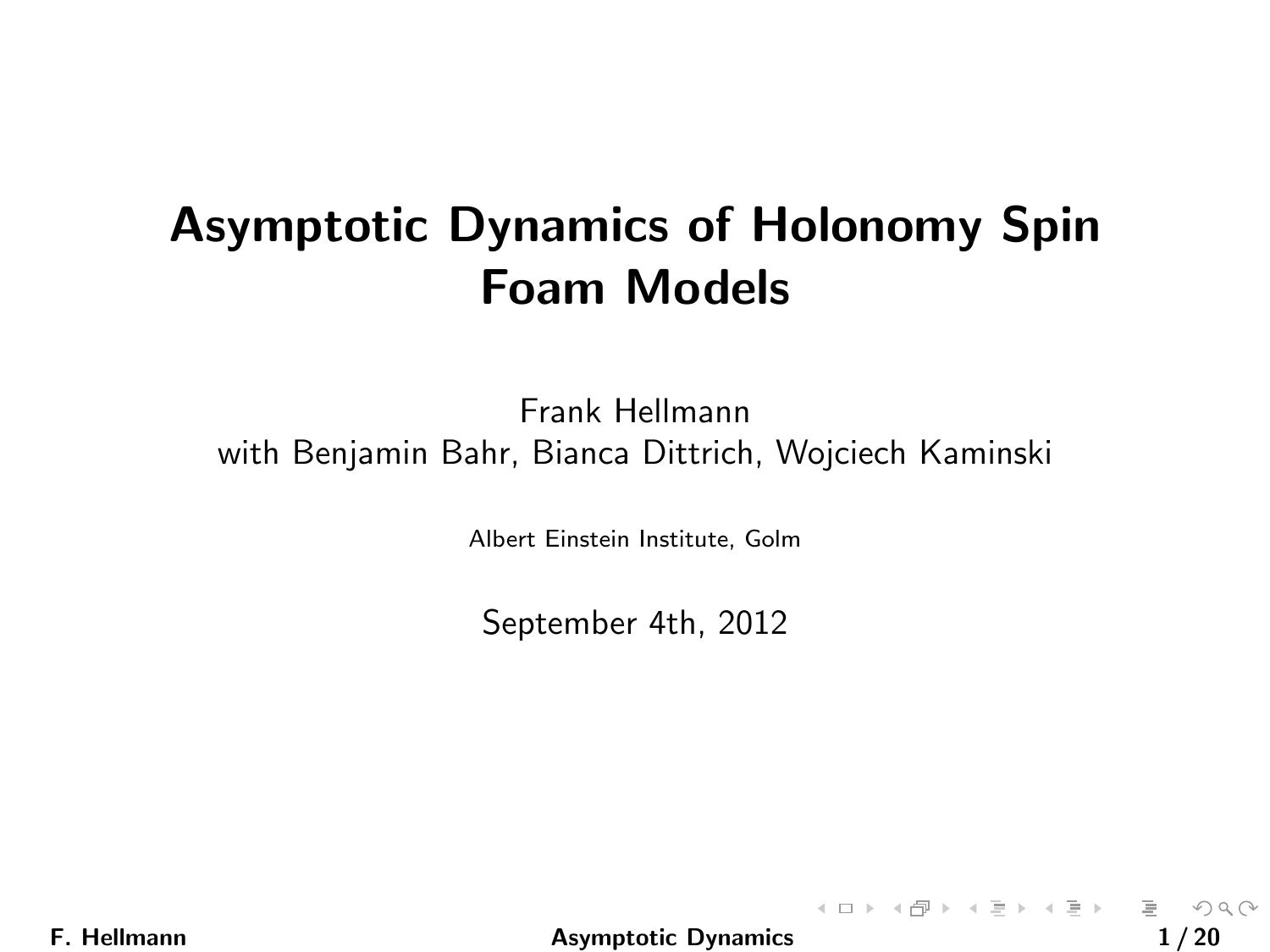# Asymptotic Dynamics of Holonomy Spin Foam Models

Frank Hellmann
with Benjamin Bahr, Bianca Dittrich, Wojciech Kaminski

Albert Einstein Institute, Golm

September 4th, 2012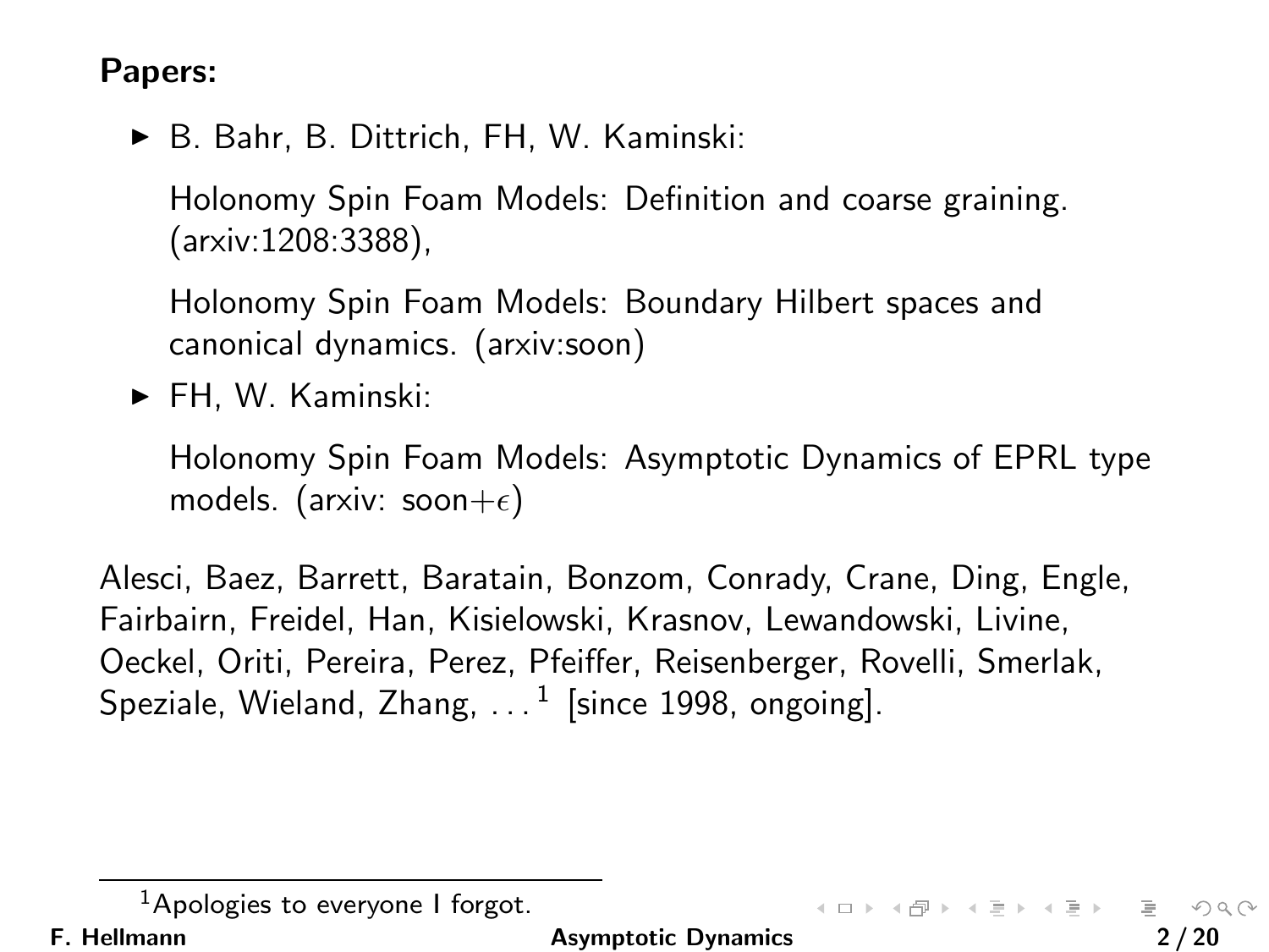**Papers:**

- B. Bahr, B. Dittrich, FH, W. Kaminski:

  Holonomy Spin Foam Models: Definition and coarse graining. (arxiv:1208:3388),

  Holonomy Spin Foam Models: Boundary Hilbert spaces and canonical dynamics. (arxiv:soon)

- FH, W. Kaminski:

  Holonomy Spin Foam Models: Asymptotic Dynamics of EPRL type models. (arxiv: soon+$\epsilon$)

Alesci, Baez, Barrett, Baratain, Bonzom, Conrady, Crane, Ding, Engle, Fairbairn, Freidel, Han, Kisielowski, Krasnov, Lewandowski, Livine, Oeckel, Oriti, Pereira, Perez, Pfeiffer, Reisenberger, Rovelli, Smerlak, Speziale, Wieland, Zhang, ...[1] [since 1998, ongoing].

[1] Apologies to everyone I forgot.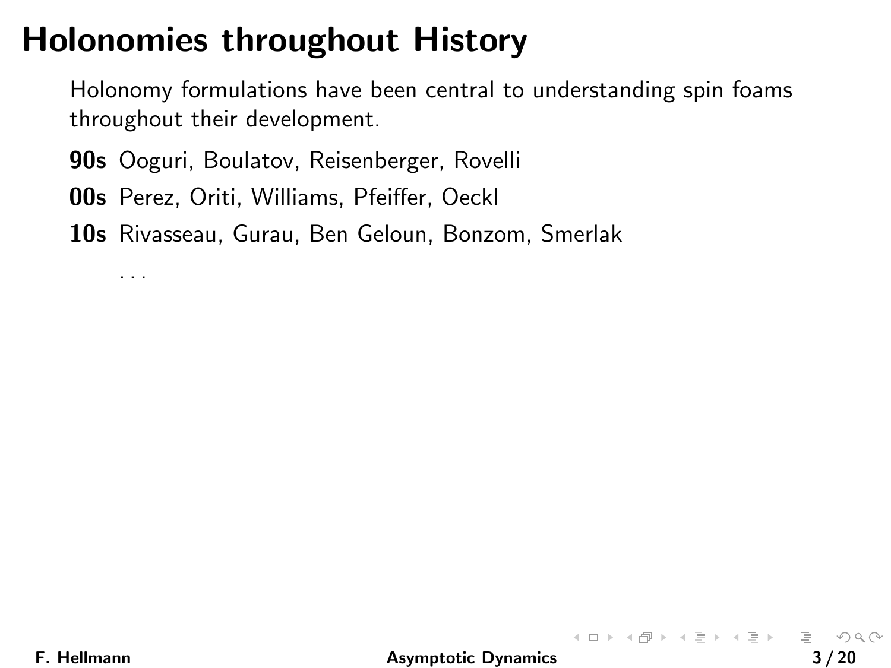# Holonomies throughout History

Holonomy formulations have been central to understanding spin foams throughout their development.

**90s** Ooguri, Boulatov, Reisenberger, Rovelli

**00s** Perez, Oriti, Williams, Pfeiffer, Oeckl

**10s** Rivasseau, Gurau, Ben Geloun, Bonzom, Smerlak

...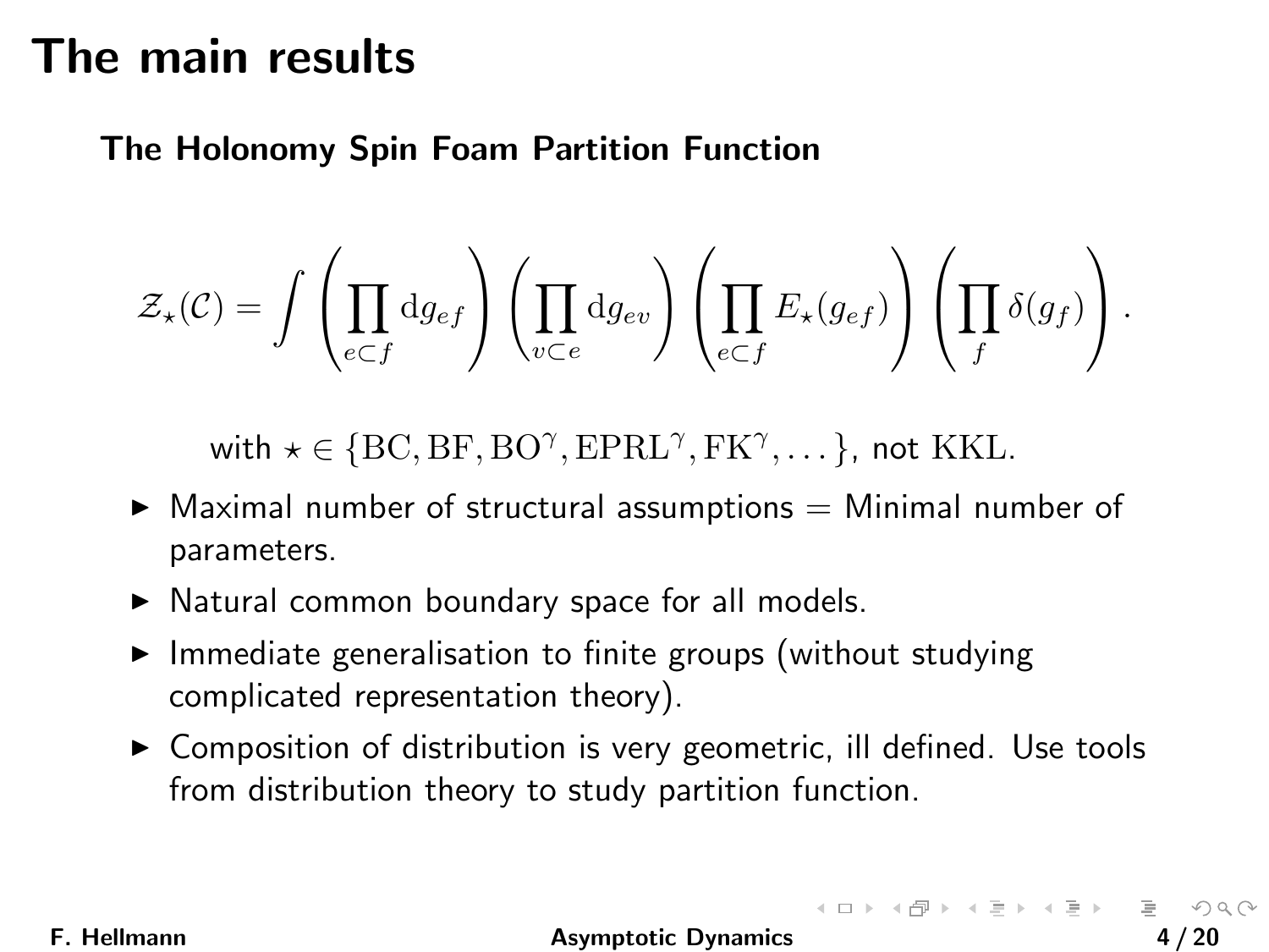# The main results

### The Holonomy Spin Foam Partition Function

$$\mathcal{Z}_\star(\mathcal{C}) = \int \left(\prod_{e\subset f} \mathrm{d}g_{ef}\right) \left(\prod_{v\subset e} \mathrm{d}g_{ev}\right) \left(\prod_{e\subset f} E_\star(g_{ef})\right) \left(\prod_{f} \delta(g_f)\right).$$

with $\star \in \{\mathrm{BC}, \mathrm{BF}, \mathrm{BO}^\gamma, \mathrm{EPRL}^\gamma, \mathrm{FK}^\gamma, \dots\}$, not $\mathrm{KKL}$.

- Maximal number of structural assumptions = Minimal number of parameters.
- Natural common boundary space for all models.
- Immediate generalisation to finite groups (without studying complicated representation theory).
- Composition of distribution is very geometric, ill defined. Use tools from distribution theory to study partition function.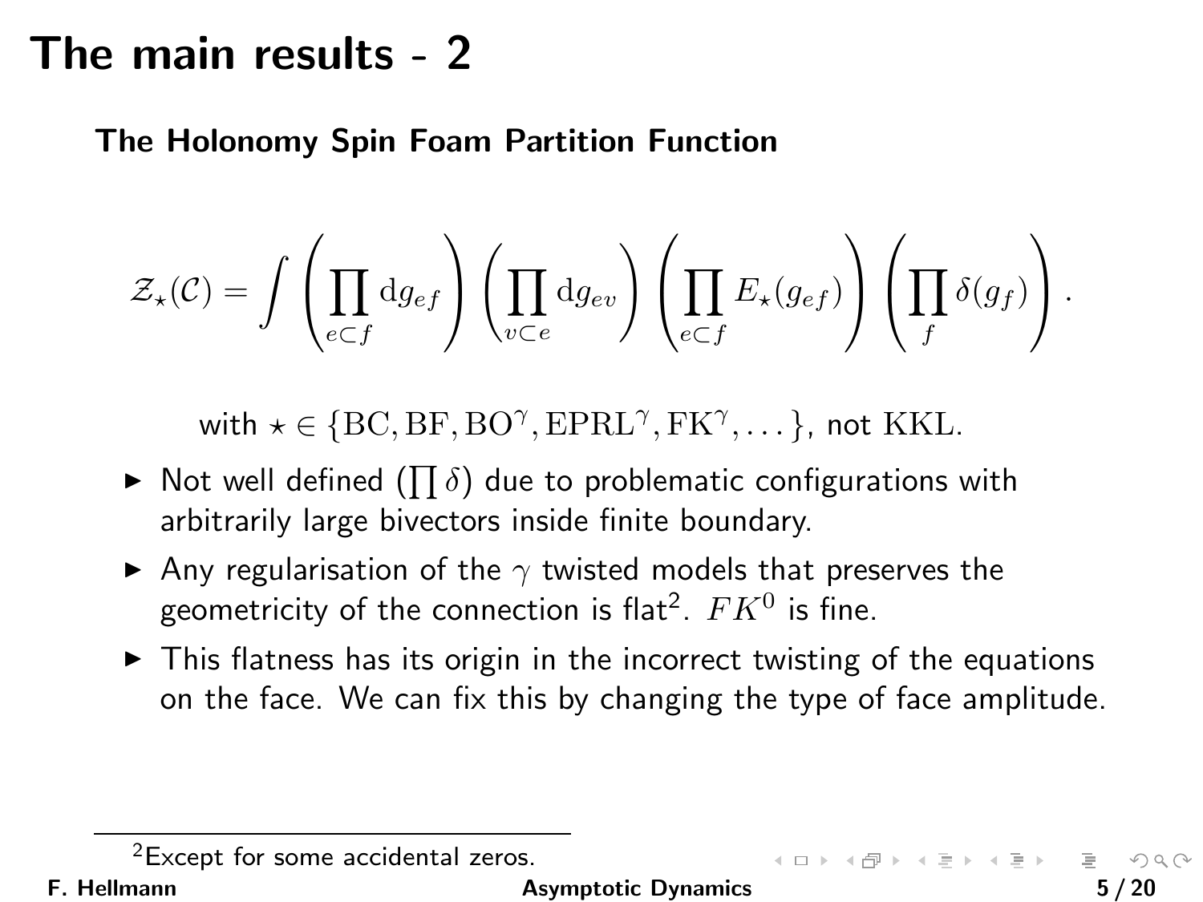# The main results - 2

**The Holonomy Spin Foam Partition Function**

$$\mathcal{Z}_\star(\mathcal{C}) = \int \left(\prod_{e\subset f} \mathrm{d}g_{ef}\right) \left(\prod_{v\subset e} \mathrm{d}g_{ev}\right) \left(\prod_{e\subset f} E_\star(g_{ef})\right) \left(\prod_{f} \delta(g_f)\right).$$

with $\star \in \{\mathrm{BC}, \mathrm{BF}, \mathrm{BO}^\gamma, \mathrm{EPRL}^\gamma, \mathrm{FK}^\gamma, \dots\}$, not $\mathrm{KKL}$.

- Not well defined ($\prod \delta$) due to problematic configurations with arbitrarily large bivectors inside finite boundary.
- Any regularisation of the $\gamma$ twisted models that preserves the geometricity of the connection is flat[2]. $FK^0$ is fine.
- This flatness has its origin in the incorrect twisting of the equations on the face. We can fix this by changing the type of face amplitude.

[2] Except for some accidental zeros.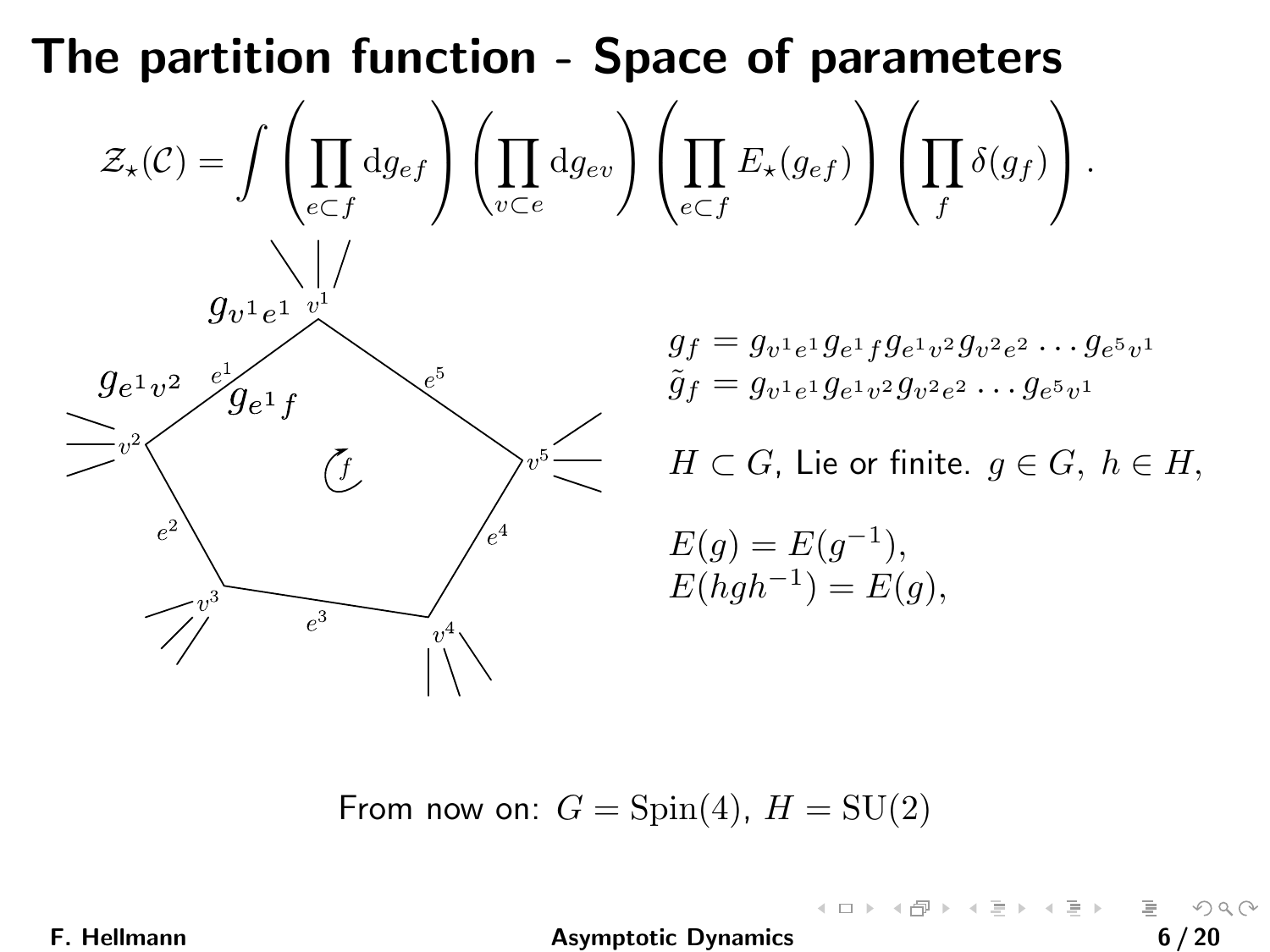# The partition function - Space of parameters

$$\mathcal{Z}_\star(\mathcal{C}) = \int \left(\prod_{e\subset f} \mathrm{d}g_{ef}\right) \left(\prod_{v\subset e} \mathrm{d}g_{ev}\right) \left(\prod_{e\subset f} E_\star(g_{ef})\right) \left(\prod_{f} \delta(g_f)\right).$$

$$g_f = g_{v^1e^1} g_{e^1f} g_{e^1v^2} g_{v^2e^2} \dots g_{e^5v^1}$$
$$\tilde{g}_f = g_{v^1e^1} g_{e^1v^2} g_{v^2e^2} \dots g_{e^5v^1}$$

$H \subset G$, Lie or finite. $g \in G,\ h \in H$,

$$E(g) = E(g^{-1}),$$
$$E(hgh^{-1}) = E(g),$$

From now on: $G = \mathrm{Spin}(4)$, $H = \mathrm{SU}(2)$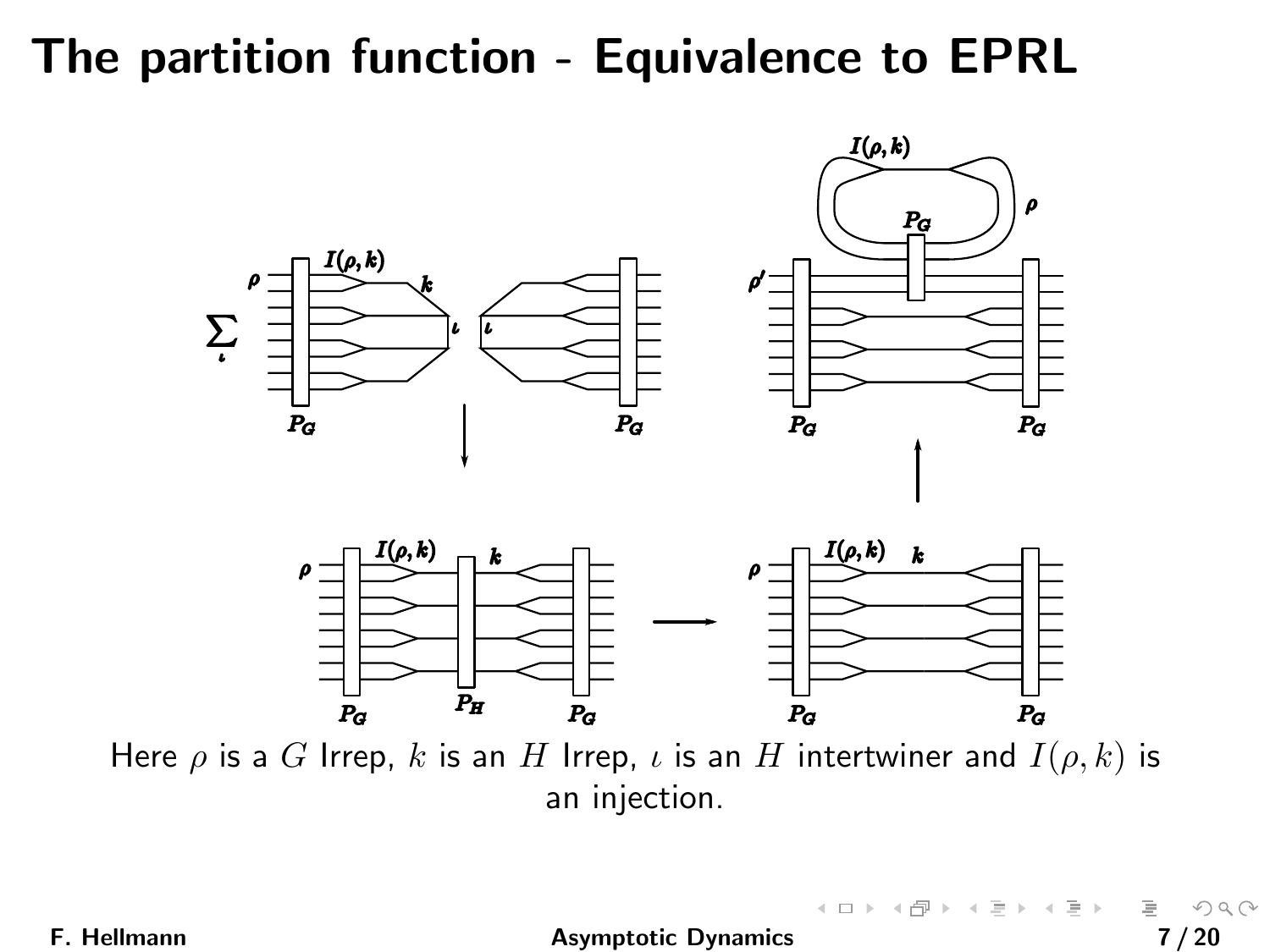# The partition function - Equivalence to EPRL

Here $\rho$ is a $G$ Irrep, $k$ is an $H$ Irrep, $\iota$ is an $H$ intertwiner and $I(\rho, k)$ is an injection.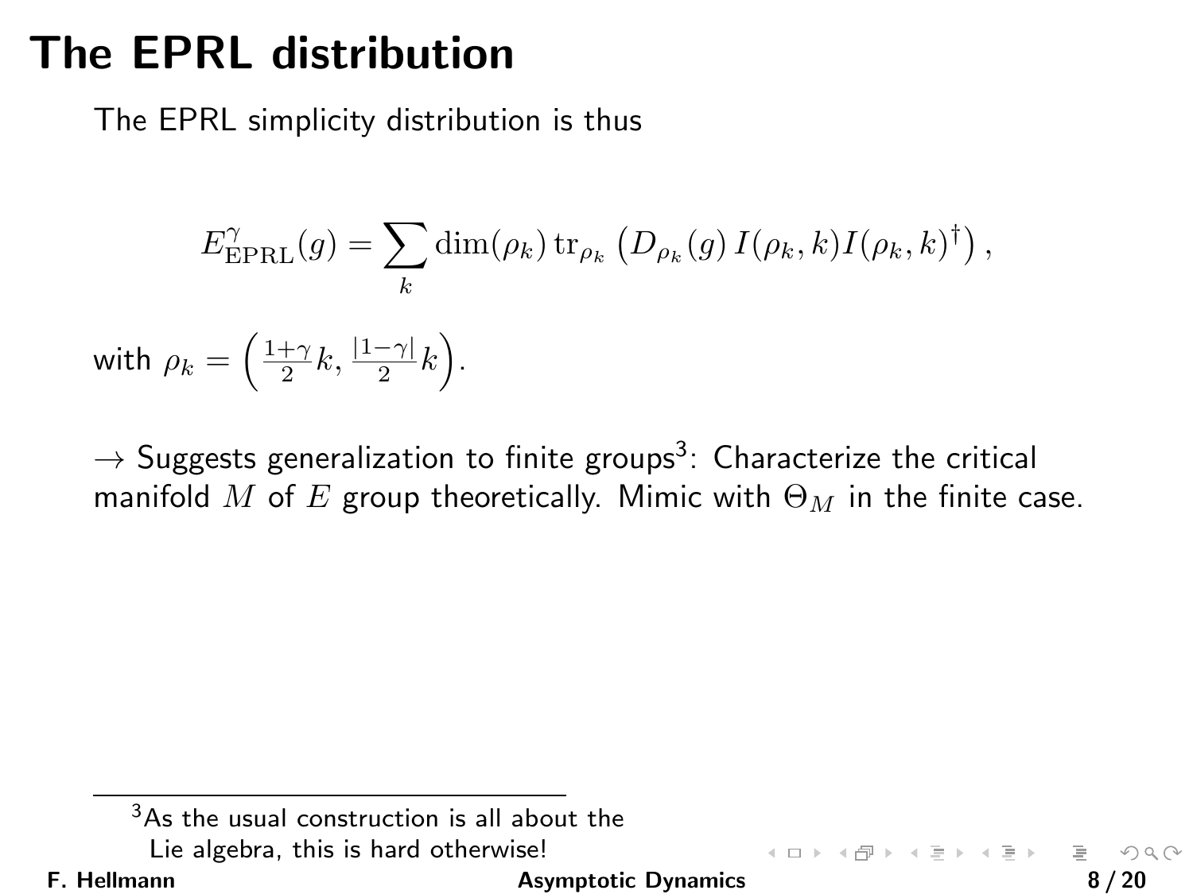# The EPRL distribution

The EPRL simplicity distribution is thus

$$E^{\gamma}_{\mathrm{EPRL}}(g) = \sum_k \dim(\rho_k)\, \mathrm{tr}_{\rho_k}\left(D_{\rho_k}(g)\, I(\rho_k, k) I(\rho_k, k)^{\dagger}\right),$$

with $\rho_k = \left(\frac{1+\gamma}{2}k, \frac{|1-\gamma|}{2}k\right)$.

$\rightarrow$ Suggests generalization to finite groups[3]: Characterize the critical manifold $M$ of $E$ group theoretically. Mimic with $\Theta_M$ in the finite case.

[3] As the usual construction is all about the Lie algebra, this is hard otherwise!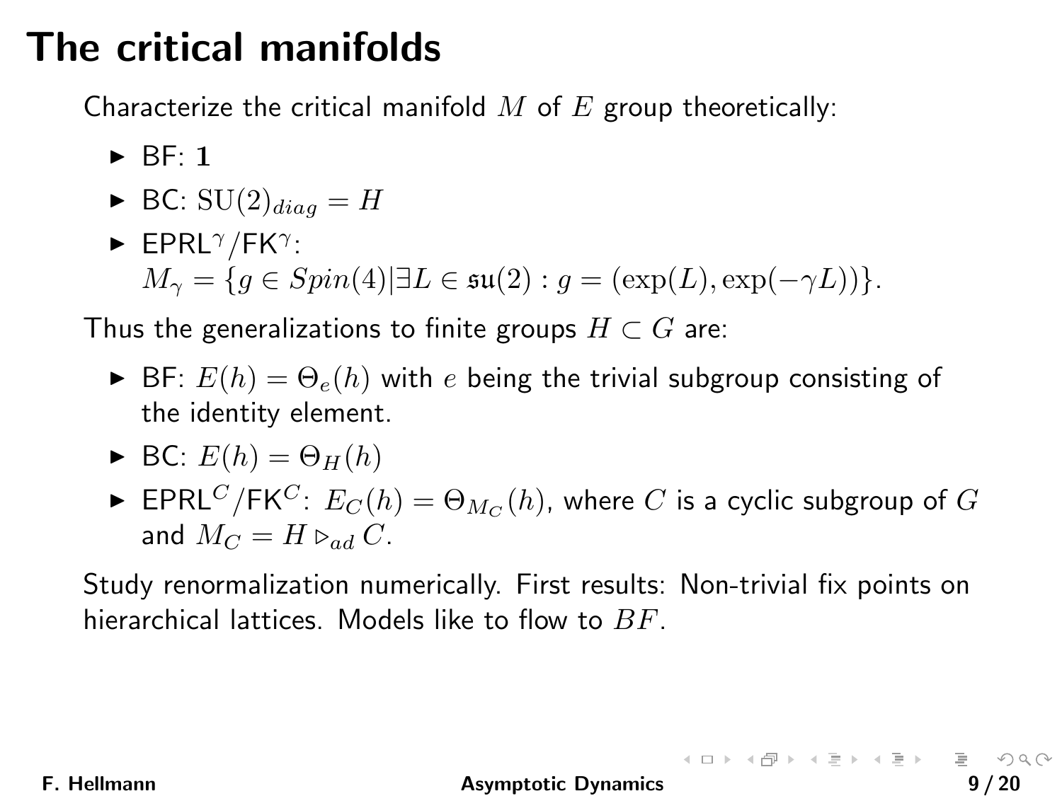# The critical manifolds

Characterize the critical manifold $M$ of $E$ group theoretically:

- BF: $\mathbf{1}$
- BC: $\mathrm{SU}(2)_{diag} = H$
- EPRL$^{\gamma}$/FK$^{\gamma}$:
  $M_{\gamma} = \{g \in Spin(4) | \exists L \in \mathfrak{su}(2) : g = (\exp(L), \exp(-\gamma L))\}$.

Thus the generalizations to finite groups $H \subset G$ are:

- BF: $E(h) = \Theta_e(h)$ with $e$ being the trivial subgroup consisting of the identity element.
- BC: $E(h) = \Theta_H(h)$
- EPRL$^{C}$/FK$^{C}$: $E_C(h) = \Theta_{M_C}(h)$, where $C$ is a cyclic subgroup of $G$ and $M_C = H \triangleright_{ad} C$.

Study renormalization numerically. First results: Non-trivial fix points on hierarchical lattices. Models like to flow to $BF$.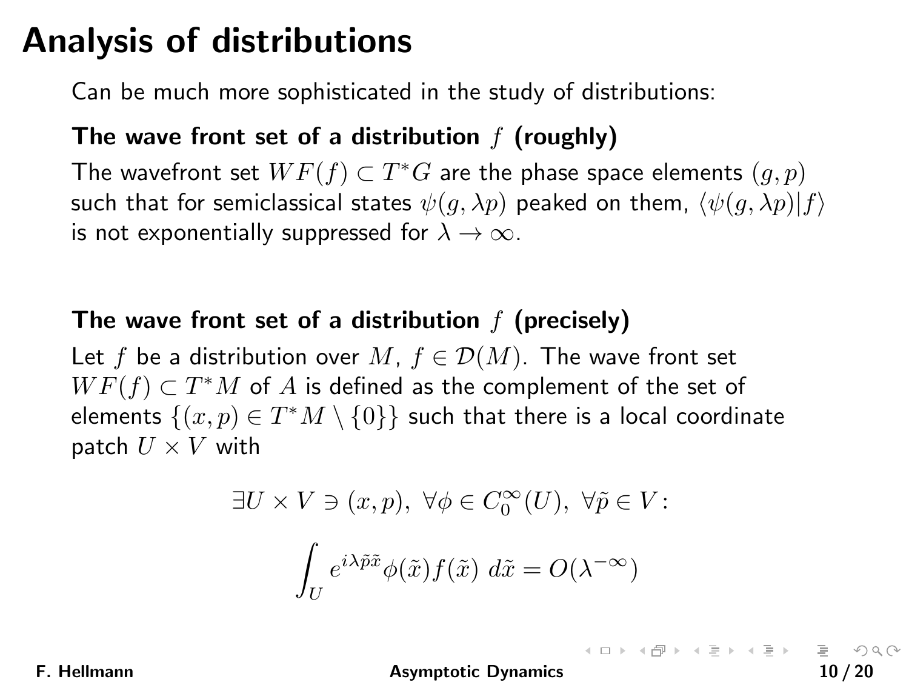# Analysis of distributions

Can be much more sophisticated in the study of distributions:

**The wave front set of a distribution $f$ (roughly)**

The wavefront set $WF(f) \subset T^*G$ are the phase space elements $(g,p)$ such that for semiclassical states $\psi(g, \lambda p)$ peaked on them, $\langle \psi(g, \lambda p) | f \rangle$ is not exponentially suppressed for $\lambda \to \infty$.

**The wave front set of a distribution $f$ (precisely)**

Let $f$ be a distribution over $M$, $f \in \mathcal{D}(M)$. The wave front set $WF(f) \subset T^*M$ of $A$ is defined as the complement of the set of elements $\{(x,p) \in T^*M \setminus \{0\}\}$ such that there is a local coordinate patch $U \times V$ with

$$\exists U \times V \ni (x,p),\ \forall \phi \in C_0^\infty(U),\ \forall \tilde{p} \in V:$$

$$\int_U e^{i\lambda \tilde{p}\tilde{x}} \phi(\tilde{x}) f(\tilde{x})\ d\tilde{x} = O(\lambda^{-\infty})$$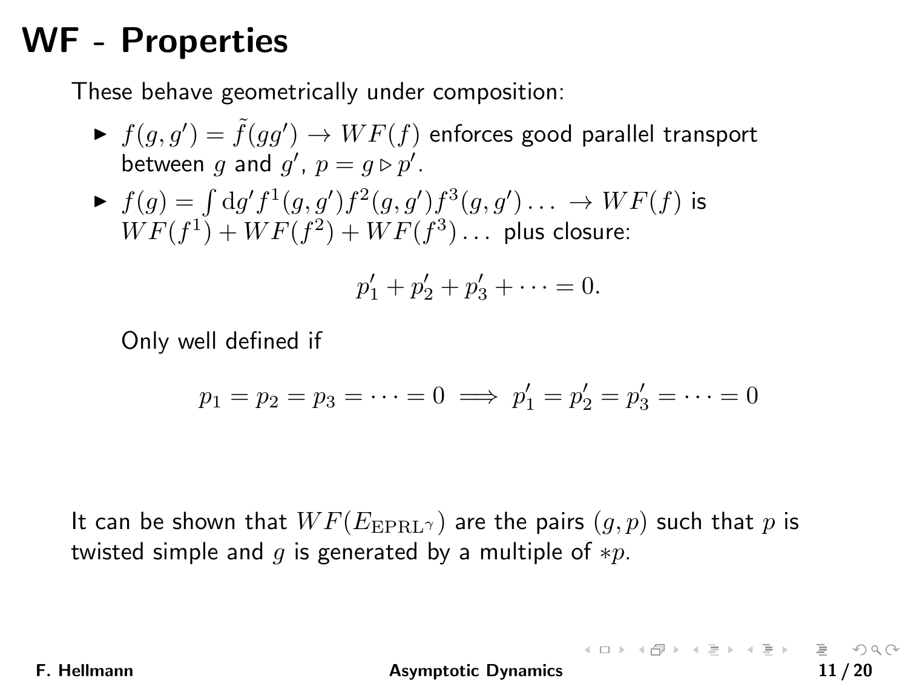# WF - Properties

These behave geometrically under composition:

- $f(g, g') = \tilde{f}(gg') \rightarrow WF(f)$ enforces good parallel transport between $g$ and $g'$, $p = g \triangleright p'$.
- $f(g) = \int \mathrm{d}g' f^1(g, g') f^2(g, g') f^3(g, g') \ldots \rightarrow WF(f)$ is $WF(f^1) + WF(f^2) + WF(f^3) \ldots$ plus closure:

$$p'_1 + p'_2 + p'_3 + \cdots = 0.$$

  Only well defined if

$$p_1 = p_2 = p_3 = \cdots = 0 \implies p'_1 = p'_2 = p'_3 = \cdots = 0$$

It can be shown that $WF(E_{\mathrm{EPRL}^\gamma})$ are the pairs $(g, p)$ such that $p$ is twisted simple and $g$ is generated by a multiple of $*p$.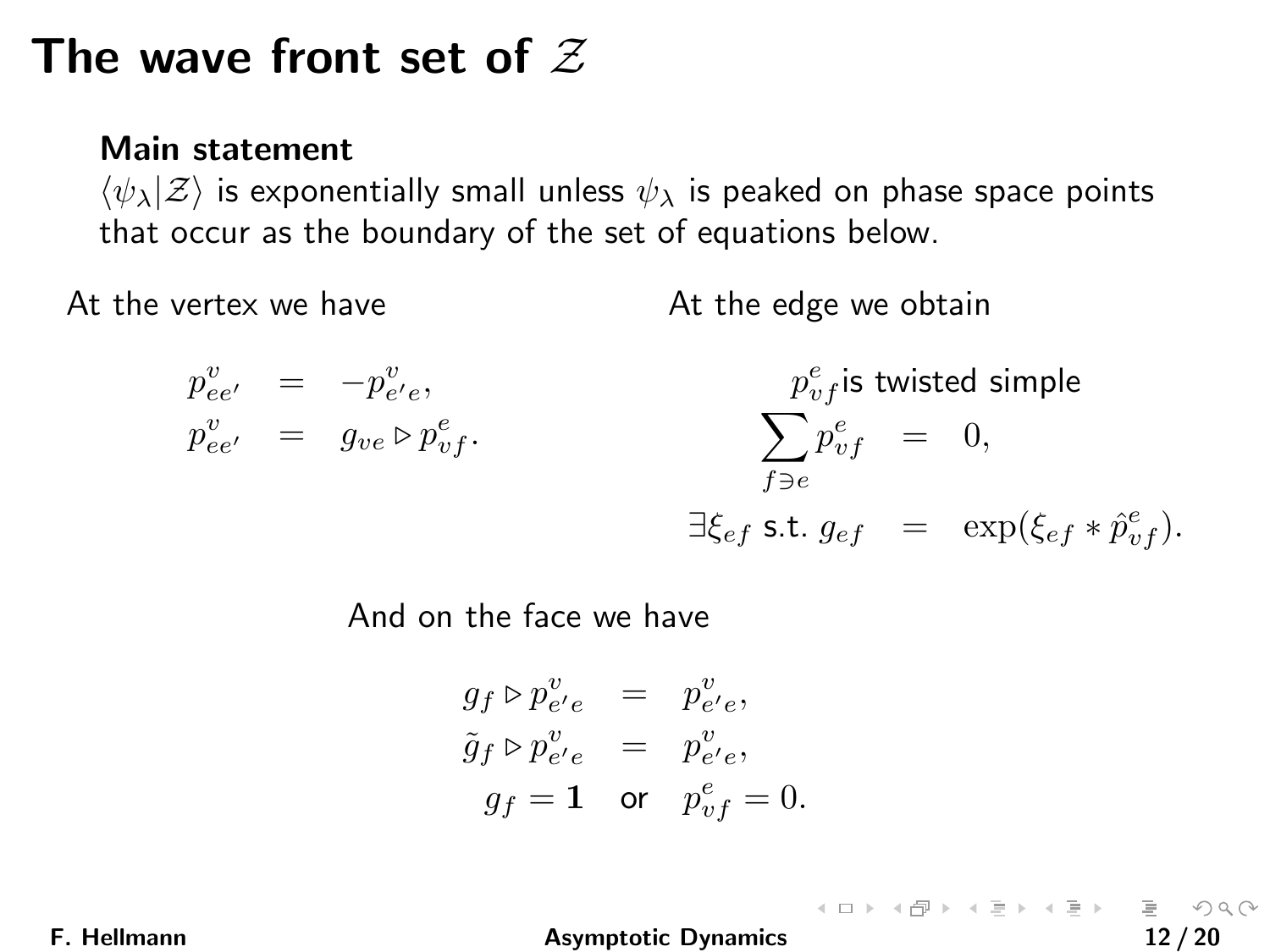# The wave front set of $\mathcal{Z}$

**Main statement**

$\langle \psi_\lambda | \mathcal{Z} \rangle$ is exponentially small unless $\psi_\lambda$ is peaked on phase space points that occur as the boundary of the set of equations below.

At the vertex we have

$$
\begin{aligned}
p^v_{ee'} &= -p^v_{e'e}, \\
p^v_{ee'} &= g_{ve} \triangleright p^e_{vf}.
\end{aligned}
$$

At the edge we obtain

$$
\begin{aligned}
p^e_{vf} & \text{ is twisted simple} \\
\sum_{f \ni e} p^e_{vf} &= 0, \\
\exists \xi_{ef} \text{ s.t. } g_{ef} &= \exp(\xi_{ef} * \hat{p}^e_{vf}).
\end{aligned}
$$

And on the face we have

$$
\begin{aligned}
g_f \triangleright p^v_{e'e} &= p^v_{e'e}, \\
\tilde{g}_f \triangleright p^v_{e'e} &= p^v_{e'e}, \\
g_f = \mathbf{1} \quad &\text{or} \quad p^e_{vf} = 0.
\end{aligned}
$$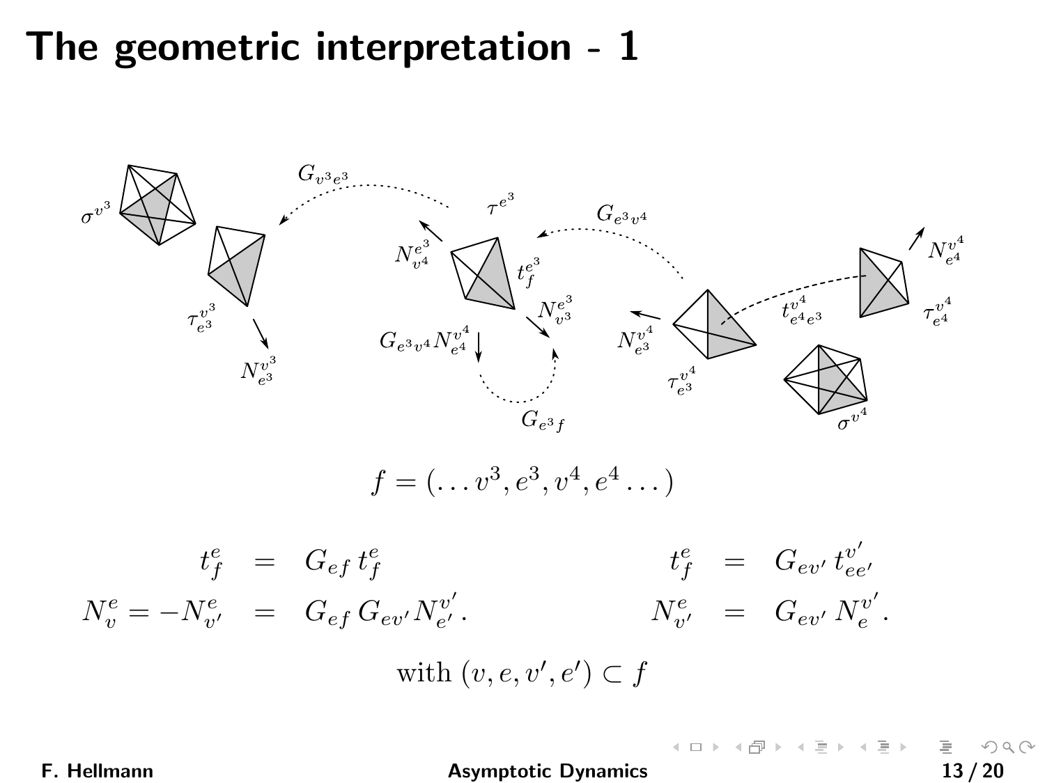# The geometric interpretation - 1

$$f = (\dots v^3, e^3, v^4, e^4 \dots)$$

$$
\begin{aligned}
t^e_f &= G_{ef}\, t^e_f \\
N^e_v = -N^e_{v'} &= G_{ef}\, G_{ev'} N^{v'}_{e'}.
\end{aligned}
\qquad\qquad
\begin{aligned}
t^e_f &= G_{ev'}\, t^{v'}_{ee'} \\
N^e_{v'} &= G_{ev'}\, N^{v'}_{e}.
\end{aligned}
$$

$$\text{with } (v, e, v', e') \subset f$$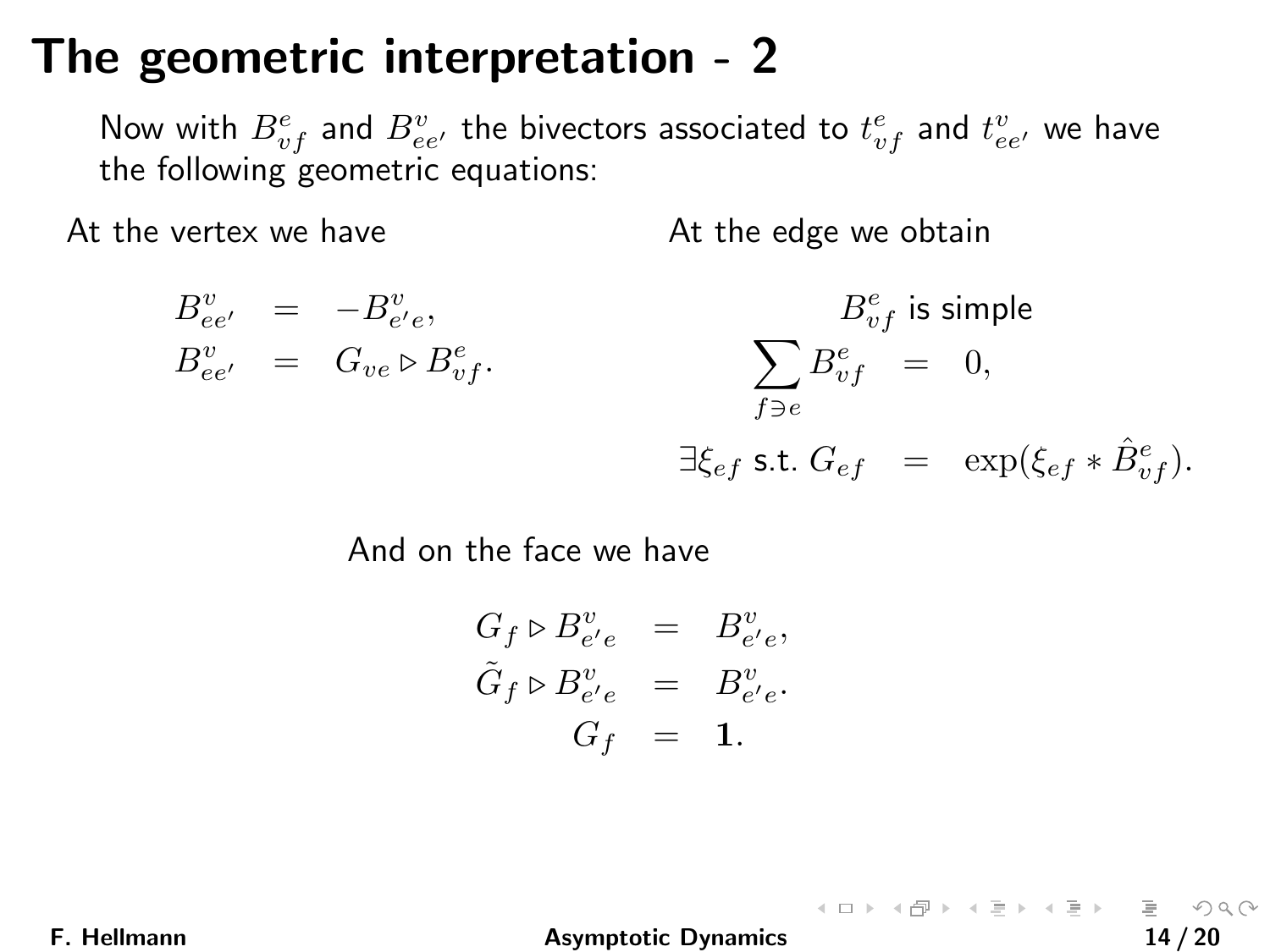# The geometric interpretation - 2

Now with $B^e_{vf}$ and $B^v_{ee'}$ the bivectors associated to $t^e_{vf}$ and $t^v_{ee'}$ we have the following geometric equations:

At the vertex we have

$$
\begin{aligned}
B^v_{ee'} &= -B^v_{e'e}, \\
B^v_{ee'} &= G_{ve} \triangleright B^e_{vf}.
\end{aligned}
$$

At the edge we obtain

$$
\begin{aligned}
B^e_{vf} & \text{ is simple} \\
\sum_{f \ni e} B^e_{vf} &= 0, \\
\exists \xi_{ef} \text{ s.t. } G_{ef} &= \exp(\xi_{ef} * \hat{B}^e_{vf}).
\end{aligned}
$$

And on the face we have

$$
\begin{aligned}
G_f \triangleright B^v_{e'e} &= B^v_{e'e}, \\
\tilde{G}_f \triangleright B^v_{e'e} &= B^v_{e'e}. \\
G_f &= \mathbf{1}.
\end{aligned}
$$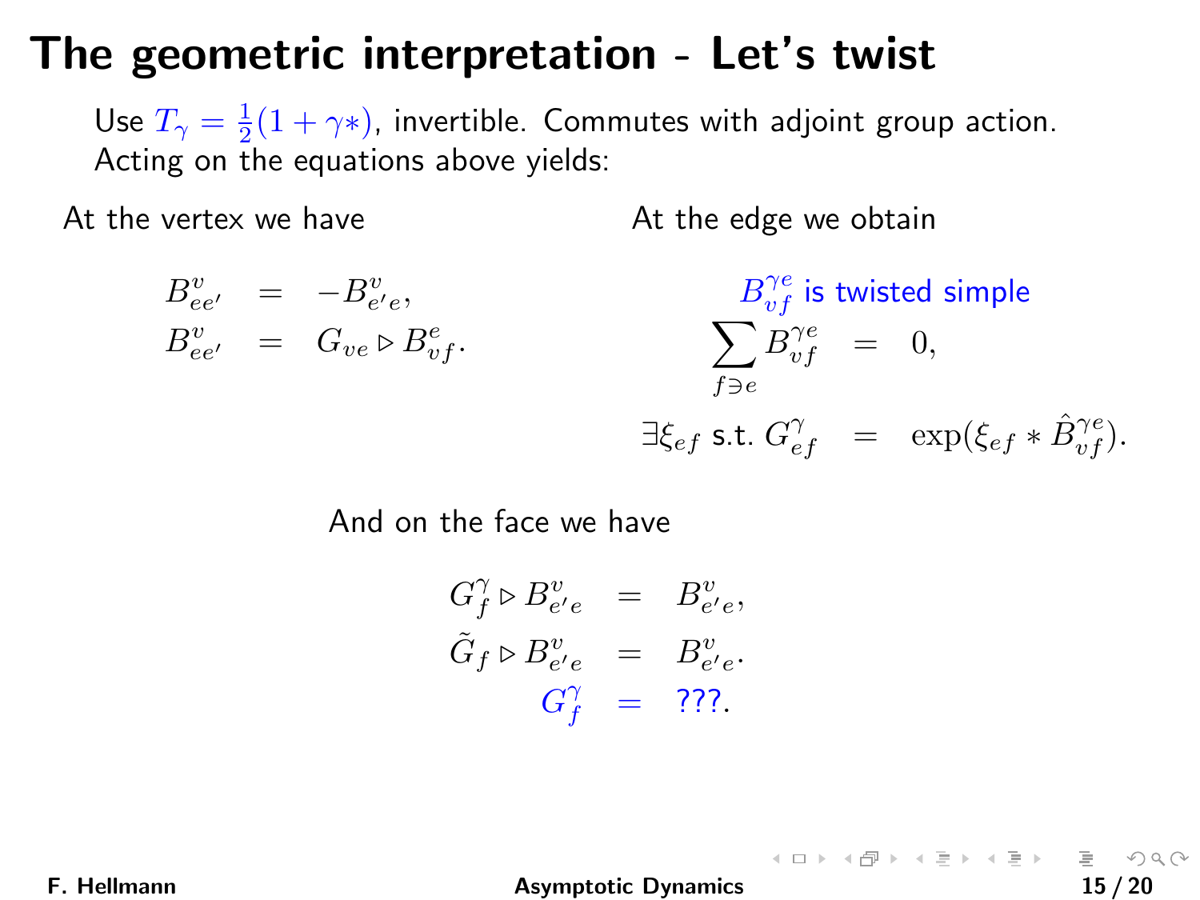# The geometric interpretation - Let's twist

Use $T_\gamma = \frac{1}{2}(1 + \gamma *)$, invertible. Commutes with adjoint group action. Acting on the equations above yields:

At the vertex we have

$$
\begin{aligned}
B^v_{ee'} &= -B^v_{e'e}, \\
B^v_{ee'} &= G_{ve} \triangleright B^e_{vf}.
\end{aligned}
$$

At the edge we obtain

$B^{\gamma e}_{vf}$ is twisted simple

$$
\begin{aligned}
\sum_{f \ni e} B^{\gamma e}_{vf} &= 0, \\
\exists \xi_{ef} \text{ s.t. } G^\gamma_{ef} &= \exp(\xi_{ef} * \hat{B}^{\gamma e}_{vf}).
\end{aligned}
$$

And on the face we have

$$
\begin{aligned}
G^\gamma_f \triangleright B^v_{e'e} &= B^v_{e'e}, \\
\tilde{G}_f \triangleright B^v_{e'e} &= B^v_{e'e}. \\
G^\gamma_f &= ???.
\end{aligned}
$$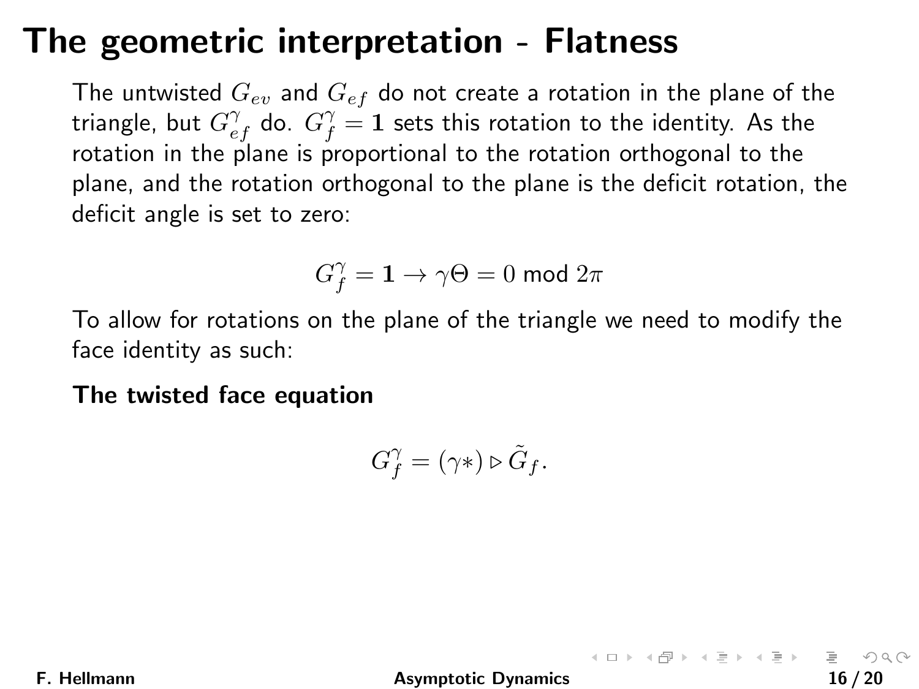# The geometric interpretation - Flatness

The untwisted $G_{ev}$ and $G_{ef}$ do not create a rotation in the plane of the triangle, but $G^{\gamma}_{ef}$ do. $G^{\gamma}_{f} = \mathbf{1}$ sets this rotation to the identity. As the rotation in the plane is proportional to the rotation orthogonal to the plane, and the rotation orthogonal to the plane is the deficit rotation, the deficit angle is set to zero:

$$G^{\gamma}_{f} = \mathbf{1} \rightarrow \gamma\Theta = 0 \text{ mod } 2\pi$$

To allow for rotations on the plane of the triangle we need to modify the face identity as such:

**The twisted face equation**

$$G^{\gamma}_{f} = (\gamma *) \triangleright \tilde{G}_{f}.$$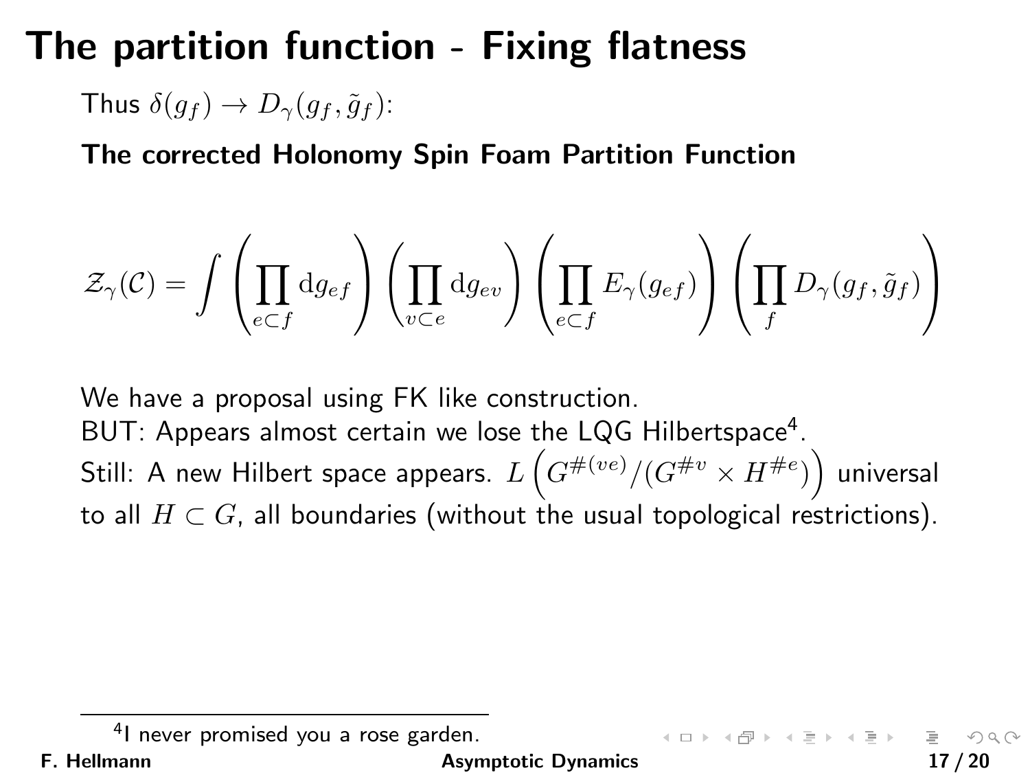# The partition function - Fixing flatness

Thus $\delta(g_f) \rightarrow D_\gamma(g_f, \tilde{g}_f)$:

**The corrected Holonomy Spin Foam Partition Function**

$$\mathcal{Z}_\gamma(\mathcal{C}) = \int \left( \prod_{e \subset f} \mathrm{d}g_{ef} \right) \left( \prod_{v \subset e} \mathrm{d}g_{ev} \right) \left( \prod_{e \subset f} E_\gamma(g_{ef}) \right) \left( \prod_{f} D_\gamma(g_f, \tilde{g}_f) \right)$$

We have a proposal using FK like construction.
BUT: Appears almost certain we lose the LQG Hilbertspace[4].
Still: A new Hilbert space appears. $L\left(G^{\#(ve)}/(G^{\#v} \times H^{\#e})\right)$ universal to all $H \subset G$, all boundaries (without the usual topological restrictions).

[4] I never promised you a rose garden.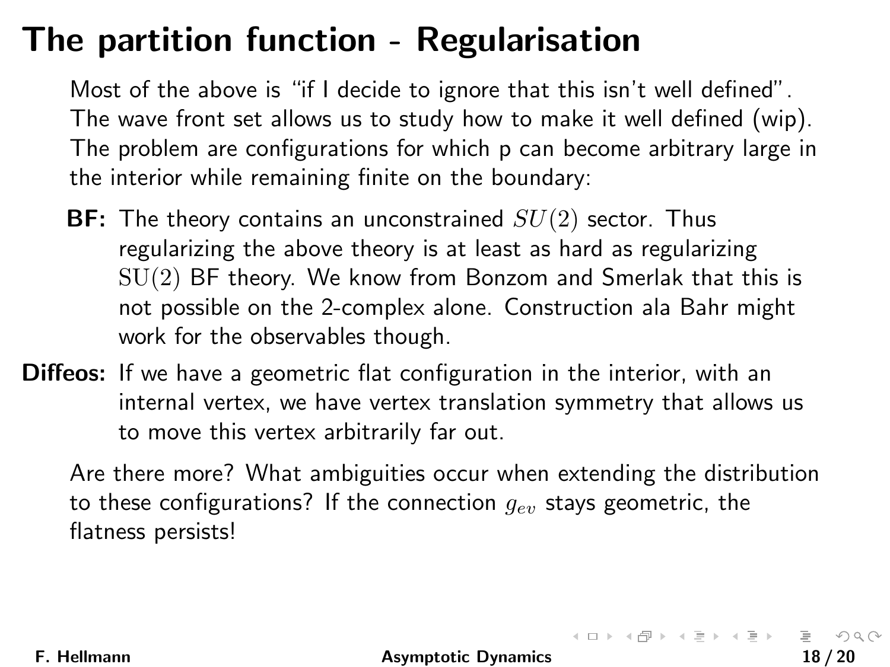# The partition function - Regularisation

Most of the above is "if I decide to ignore that this isn't well defined". The wave front set allows us to study how to make it well defined (wip). The problem are configurations for which p can become arbitrary large in the interior while remaining finite on the boundary:

**BF:** The theory contains an unconstrained $SU(2)$ sector. Thus regularizing the above theory is at least as hard as regularizing $\mathrm{SU}(2)$ BF theory. We know from Bonzom and Smerlak that this is not possible on the 2-complex alone. Construction ala Bahr might work for the observables though.

**Diffeos:** If we have a geometric flat configuration in the interior, with an internal vertex, we have vertex translation symmetry that allows us to move this vertex arbitrarily far out.

Are there more? What ambiguities occur when extending the distribution to these configurations? If the connection $g_{ev}$ stays geometric, the flatness persists!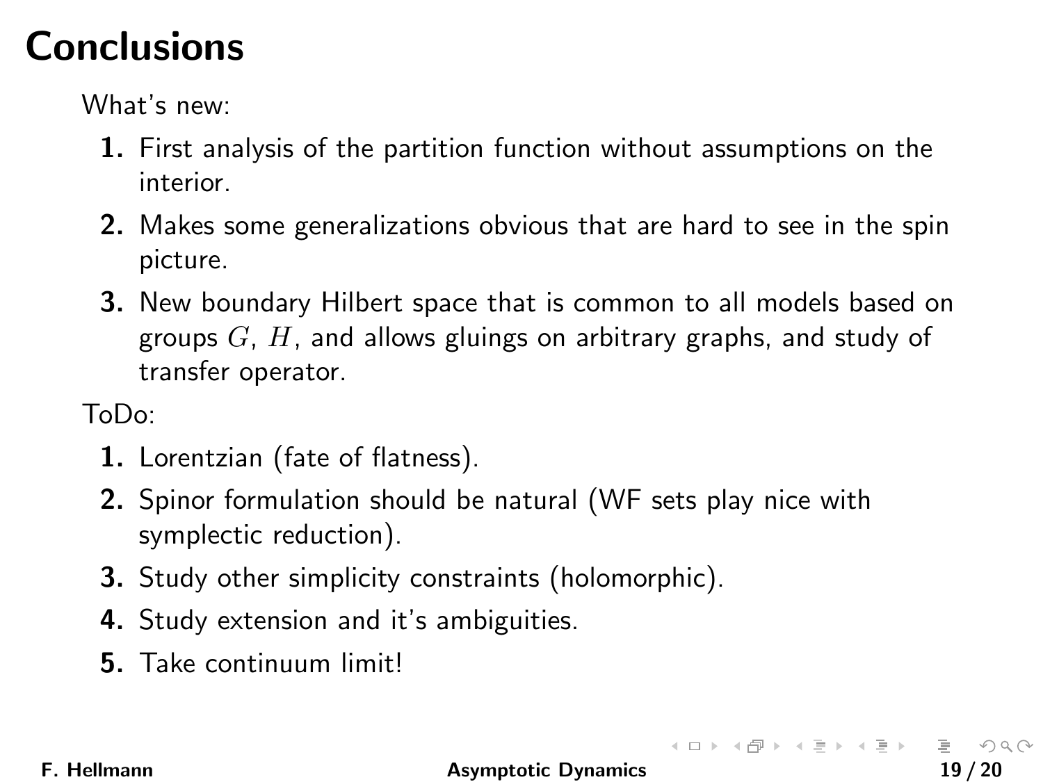# Conclusions

What's new:

1. First analysis of the partition function without assumptions on the interior.
2. Makes some generalizations obvious that are hard to see in the spin picture.
3. New boundary Hilbert space that is common to all models based on groups $G$, $H$, and allows gluings on arbitrary graphs, and study of transfer operator.

ToDo:

1. Lorentzian (fate of flatness).
2. Spinor formulation should be natural (WF sets play nice with symplectic reduction).
3. Study other simplicity constraints (holomorphic).
4. Study extension and it's ambiguities.
5. Take continuum limit!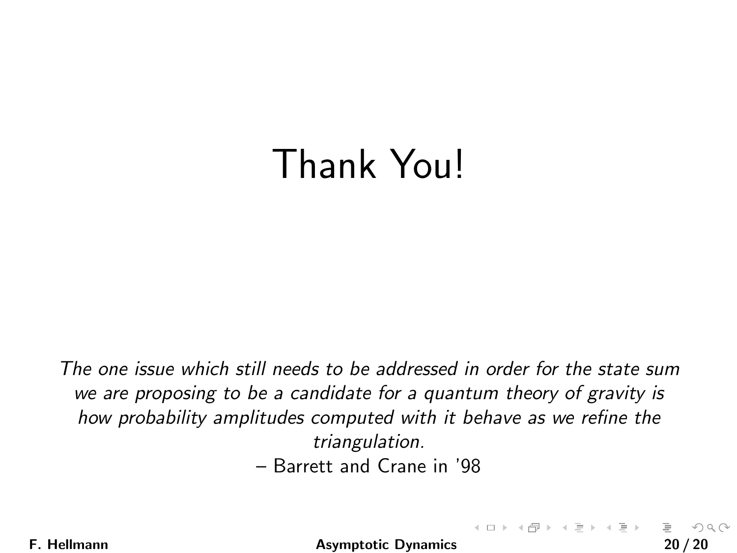# Thank You!

*The one issue which still needs to be addressed in order for the state sum we are proposing to be a candidate for a quantum theory of gravity is how probability amplitudes computed with it behave as we refine the triangulation.*

– Barrett and Crane in '98